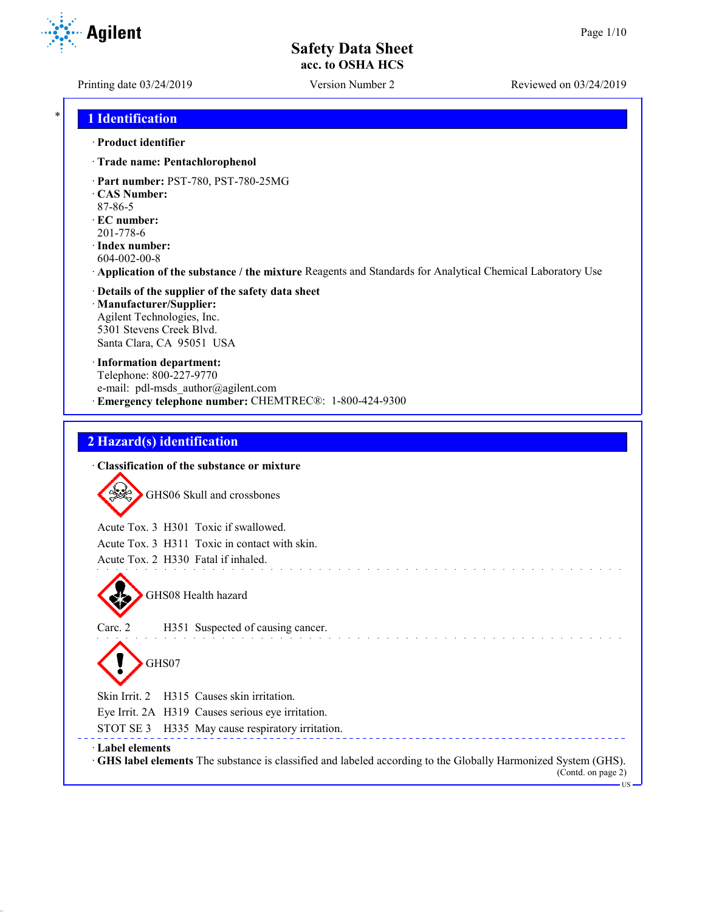# Safety Data Sheet
**acc. to OSHA HCS**

Printing date 03/24/2019 | Version Number 2 | Reviewed on 03/24/2019

## 1 Identification

· **Product identifier**

· **Trade name: Pentachlorophenol**

· **Part number:** PST-780, PST-780-25MG
· **CAS Number:**
87-86-5
· **EC number:**
201-778-6
· **Index number:**
604-002-00-8
· **Application of the substance / the mixture** Reagents and Standards for Analytical Chemical Laboratory Use

· **Details of the supplier of the safety data sheet**
· **Manufacturer/Supplier:**
Agilent Technologies, Inc.
5301 Stevens Creek Blvd.
Santa Clara, CA 95051 USA

· **Information department:**
Telephone: 800-227-9770
e-mail: pdl-msds_author@agilent.com
· **Emergency telephone number:** CHEMTREC®: 1-800-424-9300

## 2 Hazard(s) identification

· **Classification of the substance or mixture**

GHS06 Skull and crossbones

Acute Tox. 3 H301 Toxic if swallowed.
Acute Tox. 3 H311 Toxic in contact with skin.
Acute Tox. 2 H330 Fatal if inhaled.

GHS08 Health hazard

Carc. 2 H351 Suspected of causing cancer.

GHS07

Skin Irrit. 2 H315 Causes skin irritation.
Eye Irrit. 2A H319 Causes serious eye irritation.
STOT SE 3 H335 May cause respiratory irritation.

· **Label elements**
· **GHS label elements** The substance is classified and labeled according to the Globally Harmonized System (GHS).

(Contd. on page 2)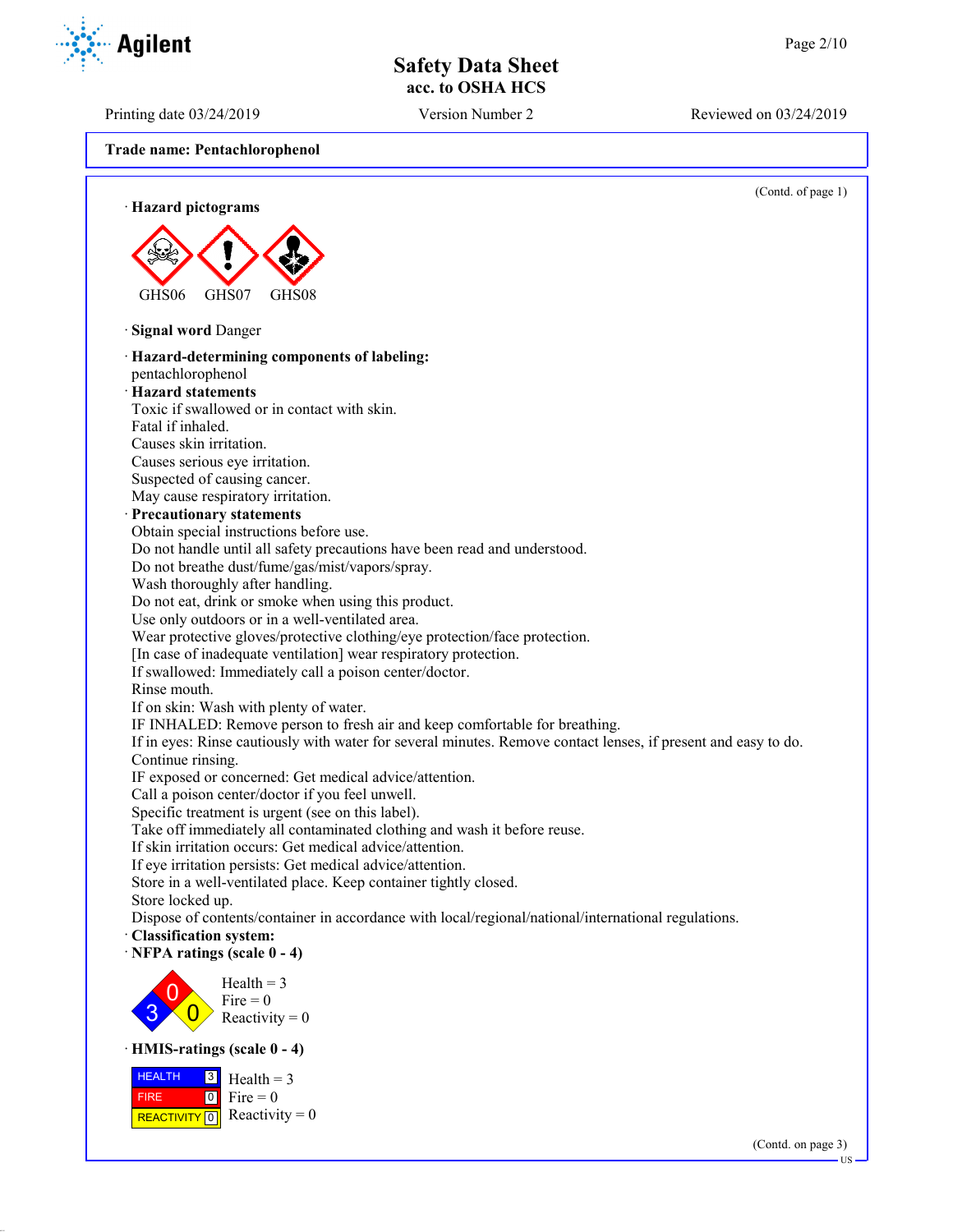**Trade name: Pentachlorophenol**

(Contd. of page 1)

· **Hazard pictograms**

GHS06 GHS07 GHS08

· **Signal word** Danger

· **Hazard-determining components of labeling:**
pentachlorophenol

· **Hazard statements**
Toxic if swallowed or in contact with skin.
Fatal if inhaled.
Causes skin irritation.
Causes serious eye irritation.
Suspected of causing cancer.
May cause respiratory irritation.

· **Precautionary statements**
Obtain special instructions before use.
Do not handle until all safety precautions have been read and understood.
Do not breathe dust/fume/gas/mist/vapors/spray.
Wash thoroughly after handling.
Do not eat, drink or smoke when using this product.
Use only outdoors or in a well-ventilated area.
Wear protective gloves/protective clothing/eye protection/face protection.
[In case of inadequate ventilation] wear respiratory protection.
If swallowed: Immediately call a poison center/doctor.
Rinse mouth.
If on skin: Wash with plenty of water.
IF INHALED: Remove person to fresh air and keep comfortable for breathing.
If in eyes: Rinse cautiously with water for several minutes. Remove contact lenses, if present and easy to do. Continue rinsing.
IF exposed or concerned: Get medical advice/attention.
Call a poison center/doctor if you feel unwell.
Specific treatment is urgent (see on this label).
Take off immediately all contaminated clothing and wash it before reuse.
If skin irritation occurs: Get medical advice/attention.
If eye irritation persists: Get medical advice/attention.
Store in a well-ventilated place. Keep container tightly closed.
Store locked up.
Dispose of contents/container in accordance with local/regional/national/international regulations.

· **Classification system:**

· **NFPA ratings (scale 0 - 4)**

Health = 3
Fire = 0
Reactivity = 0

· **HMIS-ratings (scale 0 - 4)**

| | | |
|---|---|---|
| HEALTH | 3 | Health = 3 |
| FIRE | 0 | Fire = 0 |
| REACTIVITY | 0 | Reactivity = 0 |

(Contd. on page 3)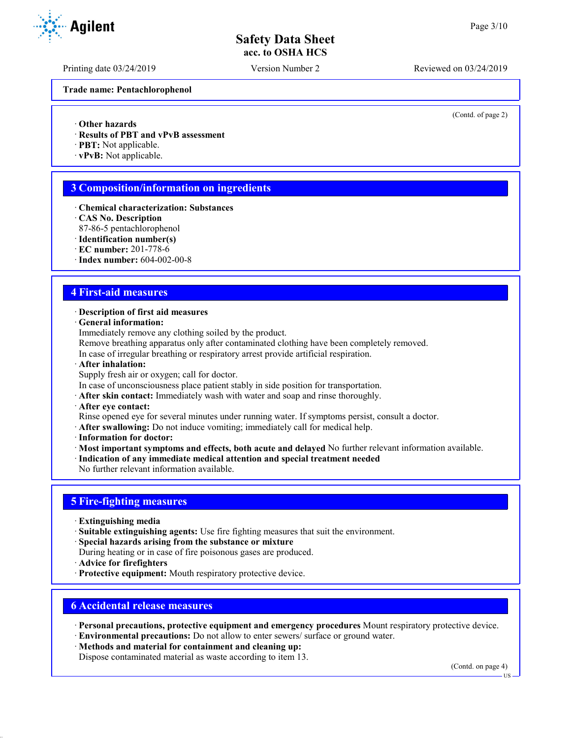Trade name: Pentachlorophenol

(Contd. of page 2)

· **Other hazards**
· **Results of PBT and vPvB assessment**
· **PBT:** Not applicable.
· **vPvB:** Not applicable.

## 3 Composition/information on ingredients

· **Chemical characterization: Substances**
· **CAS No. Description**
87-86-5 pentachlorophenol
· **Identification number(s)**
· **EC number:** 201-778-6
· **Index number:** 604-002-00-8

## 4 First-aid measures

· **Description of first aid measures**
· **General information:**
Immediately remove any clothing soiled by the product.
Remove breathing apparatus only after contaminated clothing have been completely removed.
In case of irregular breathing or respiratory arrest provide artificial respiration.
· **After inhalation:**
Supply fresh air or oxygen; call for doctor.
In case of unconsciousness place patient stably in side position for transportation.
· **After skin contact:** Immediately wash with water and soap and rinse thoroughly.
· **After eye contact:**
Rinse opened eye for several minutes under running water. If symptoms persist, consult a doctor.
· **After swallowing:** Do not induce vomiting; immediately call for medical help.
· **Information for doctor:**
· **Most important symptoms and effects, both acute and delayed** No further relevant information available.
· **Indication of any immediate medical attention and special treatment needed**
No further relevant information available.

## 5 Fire-fighting measures

· **Extinguishing media**
· **Suitable extinguishing agents:** Use fire fighting measures that suit the environment.
· **Special hazards arising from the substance or mixture**
During heating or in case of fire poisonous gases are produced.
· **Advice for firefighters**
· **Protective equipment:** Mouth respiratory protective device.

## 6 Accidental release measures

· **Personal precautions, protective equipment and emergency procedures** Mount respiratory protective device.
· **Environmental precautions:** Do not allow to enter sewers/ surface or ground water.
· **Methods and material for containment and cleaning up:**
Dispose contaminated material as waste according to item 13.

(Contd. on page 4)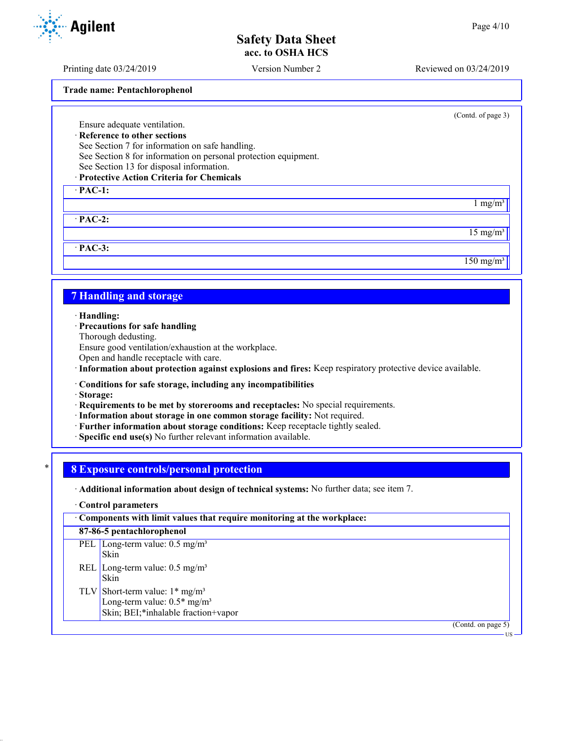**Trade name: Pentachlorophenol**

(Contd. of page 3)

Ensure adequate ventilation.

· **Reference to other sections**
See Section 7 for information on safe handling.
See Section 8 for information on personal protection equipment.
See Section 13 for disposal information.

· **Protective Action Criteria for Chemicals**

| · PAC-1: |
|---|
| 1 mg/m³ |
| · **PAC-2:** |
| 15 mg/m³ |
| · **PAC-3:** |
| 150 mg/m³ |

## 7 Handling and storage

· **Handling:**
· **Precautions for safe handling**
Thorough dedusting.
Ensure good ventilation/exhaustion at the workplace.
Open and handle receptacle with care.
· **Information about protection against explosions and fires:** Keep respiratory protective device available.

· **Conditions for safe storage, including any incompatibilities**
· **Storage:**
· **Requirements to be met by storerooms and receptacles:** No special requirements.
· **Information about storage in one common storage facility:** Not required.
· **Further information about storage conditions:** Keep receptacle tightly sealed.
· **Specific end use(s)** No further relevant information available.

\*

## 8 Exposure controls/personal protection

· **Additional information about design of technical systems:** No further data; see item 7.

· **Control parameters**

| · Components with limit values that require monitoring at the workplace: | |
|---|---|
| **87-86-5 pentachlorophenol** | |
| PEL | Long-term value: 0.5 mg/m³<br>Skin |
| REL | Long-term value: 0.5 mg/m³<br>Skin |
| TLV | Short-term value: 1* mg/m³<br>Long-term value: 0.5* mg/m³<br>Skin; BEI;*inhalable fraction+vapor |

(Contd. on page 5)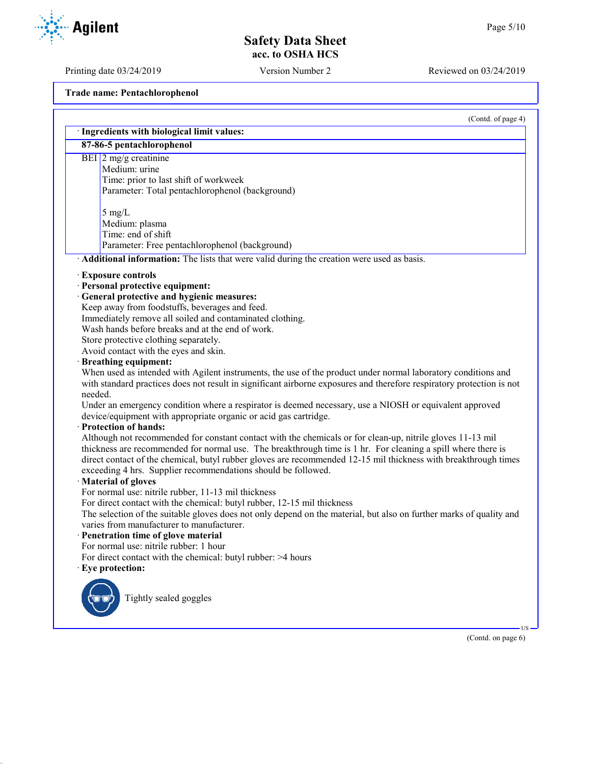**Trade name: Pentachlorophenol**

(Contd. of page 4)

· **Ingredients with biological limit values:**

| **87-86-5 pentachlorophenol** | |
|---|---|
| BEI | 2 mg/g creatinine<br>Medium: urine<br>Time: prior to last shift of workweek<br>Parameter: Total pentachlorophenol (background)<br><br>5 mg/L<br>Medium: plasma<br>Time: end of shift<br>Parameter: Free pentachlorophenol (background) |

· **Additional information:** The lists that were valid during the creation were used as basis.

· **Exposure controls**
· **Personal protective equipment:**
· **General protective and hygienic measures:**
Keep away from foodstuffs, beverages and feed.
Immediately remove all soiled and contaminated clothing.
Wash hands before breaks and at the end of work.
Store protective clothing separately.
Avoid contact with the eyes and skin.
· **Breathing equipment:**
When used as intended with Agilent instruments, the use of the product under normal laboratory conditions and with standard practices does not result in significant airborne exposures and therefore respiratory protection is not needed.
Under an emergency condition where a respirator is deemed necessary, use a NIOSH or equivalent approved device/equipment with appropriate organic or acid gas cartridge.
· **Protection of hands:**
Although not recommended for constant contact with the chemicals or for clean-up, nitrile gloves 11-13 mil thickness are recommended for normal use. The breakthrough time is 1 hr. For cleaning a spill where there is direct contact of the chemical, butyl rubber gloves are recommended 12-15 mil thickness with breakthrough times exceeding 4 hrs. Supplier recommendations should be followed.
· **Material of gloves**
For normal use: nitrile rubber, 11-13 mil thickness
For direct contact with the chemical: butyl rubber, 12-15 mil thickness
The selection of the suitable gloves does not only depend on the material, but also on further marks of quality and varies from manufacturer to manufacturer.
· **Penetration time of glove material**
For normal use: nitrile rubber: 1 hour
For direct contact with the chemical: butyl rubber: >4 hours
· **Eye protection:**

Tightly sealed goggles

(Contd. on page 6)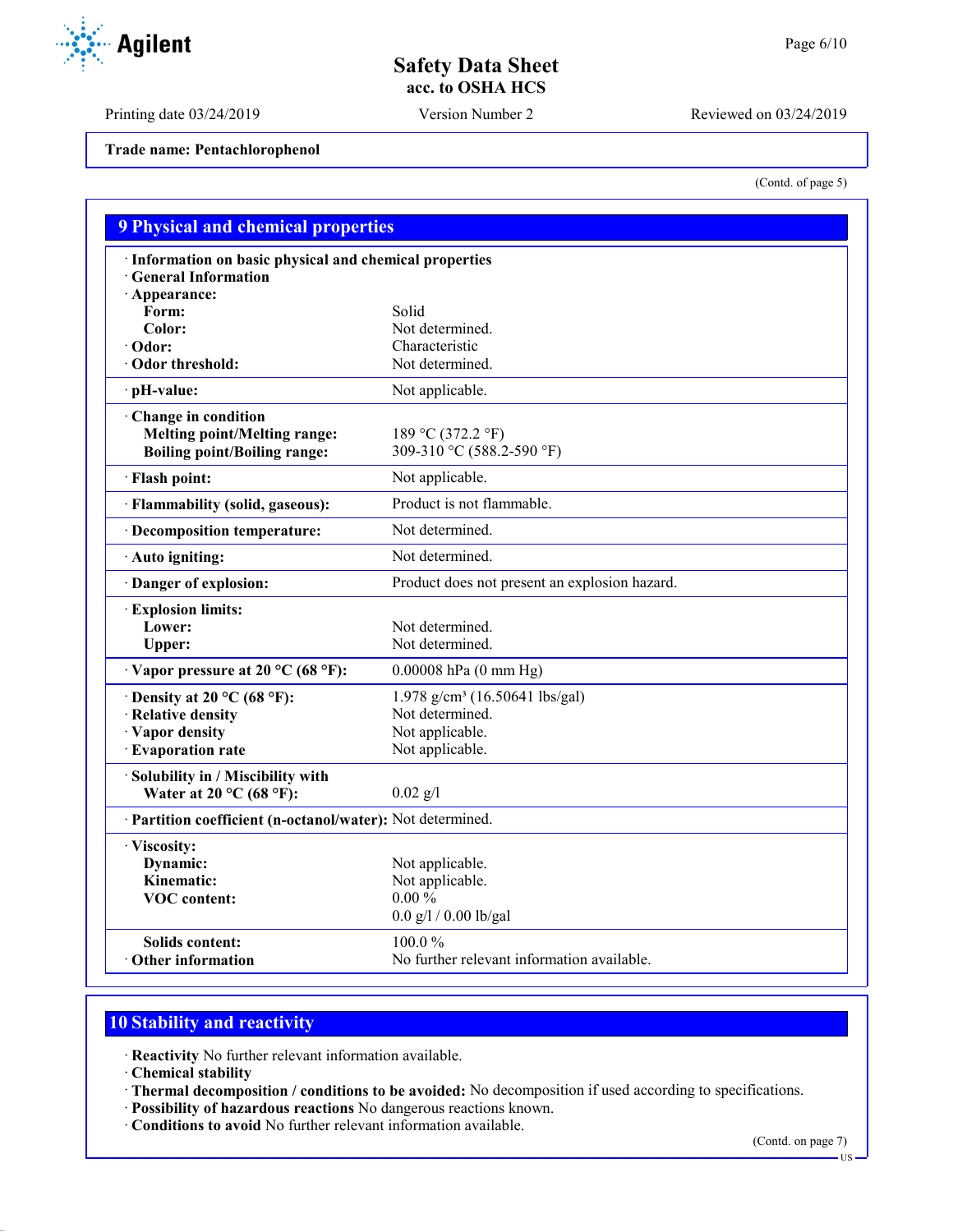Trade name: Pentachlorophenol

(Contd. of page 5)

## 9 Physical and chemical properties

| | |
|---|---|
| · **Information on basic physical and chemical properties** | |
| · **General Information** | |
| · **Appearance:** | |
| **Form:** | Solid |
| **Color:** | Not determined. |
| · **Odor:** | Characteristic |
| · **Odor threshold:** | Not determined. |
| · **pH-value:** | Not applicable. |
| · **Change in condition** | |
| **Melting point/Melting range:** | 189 °C (372.2 °F) |
| **Boiling point/Boiling range:** | 309-310 °C (588.2-590 °F) |
| · **Flash point:** | Not applicable. |
| · **Flammability (solid, gaseous):** | Product is not flammable. |
| · **Decomposition temperature:** | Not determined. |
| · **Auto igniting:** | Not determined. |
| · **Danger of explosion:** | Product does not present an explosion hazard. |
| · **Explosion limits:** | |
| **Lower:** | Not determined. |
| **Upper:** | Not determined. |
| · **Vapor pressure at 20 °C (68 °F):** | 0.00008 hPa (0 mm Hg) |
| · **Density at 20 °C (68 °F):** | 1.978 g/cm³ (16.50641 lbs/gal) |
| · **Relative density** | Not determined. |
| · **Vapor density** | Not applicable. |
| · **Evaporation rate** | Not applicable. |
| · **Solubility in / Miscibility with** | |
| **Water at 20 °C (68 °F):** | 0.02 g/l |
| · **Partition coefficient (n-octanol/water):** | Not determined. |
| · **Viscosity:** | |
| **Dynamic:** | Not applicable. |
| **Kinematic:** | Not applicable. |
| **VOC content:** | 0.00 % |
| | 0.0 g/l / 0.00 lb/gal |
| **Solids content:** | 100.0 % |
| · **Other information** | No further relevant information available. |

## 10 Stability and reactivity

· **Reactivity** No further relevant information available.
· **Chemical stability**
· **Thermal decomposition / conditions to be avoided:** No decomposition if used according to specifications.
· **Possibility of hazardous reactions** No dangerous reactions known.
· **Conditions to avoid** No further relevant information available.

(Contd. on page 7)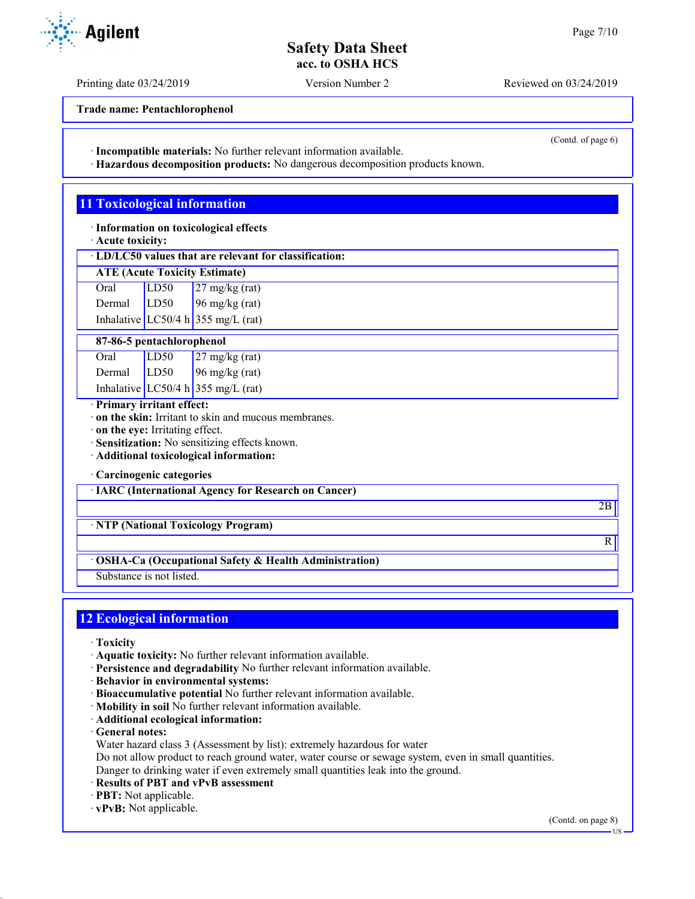**Trade name: Pentachlorophenol**

(Contd. of page 6)

· **Incompatible materials:** No further relevant information available.
· **Hazardous decomposition products:** No dangerous decomposition products known.

## 11 Toxicological information

· **Information on toxicological effects**
· **Acute toxicity:**

· **LD/LC50 values that are relevant for classification:**

| **ATE (Acute Toxicity Estimate)** | | |
|---|---|---|
| Oral | LD50 | 27 mg/kg (rat) |
| Dermal | LD50 | 96 mg/kg (rat) |
| Inhalative | LC50/4 h | 355 mg/L (rat) |

| **87-86-5 pentachlorophenol** | | |
|---|---|---|
| Oral | LD50 | 27 mg/kg (rat) |
| Dermal | LD50 | 96 mg/kg (rat) |
| Inhalative | LC50/4 h | 355 mg/L (rat) |

· **Primary irritant effect:**
· **on the skin:** Irritant to skin and mucous membranes.
· **on the eye:** Irritating effect.
· **Sensitization:** No sensitizing effects known.
· **Additional toxicological information:**

· **Carcinogenic categories**

· **IARC (International Agency for Research on Cancer)**

2B

· **NTP (National Toxicology Program)**

R

· **OSHA-Ca (Occupational Safety & Health Administration)**

Substance is not listed.

## 12 Ecological information

· **Toxicity**
· **Aquatic toxicity:** No further relevant information available.
· **Persistence and degradability** No further relevant information available.
· **Behavior in environmental systems:**
· **Bioaccumulative potential** No further relevant information available.
· **Mobility in soil** No further relevant information available.
· **Additional ecological information:**
· **General notes:**
Water hazard class 3 (Assessment by list): extremely hazardous for water
Do not allow product to reach ground water, water course or sewage system, even in small quantities.
Danger to drinking water if even extremely small quantities leak into the ground.
· **Results of PBT and vPvB assessment**
· **PBT:** Not applicable.
· **vPvB:** Not applicable.

(Contd. on page 8)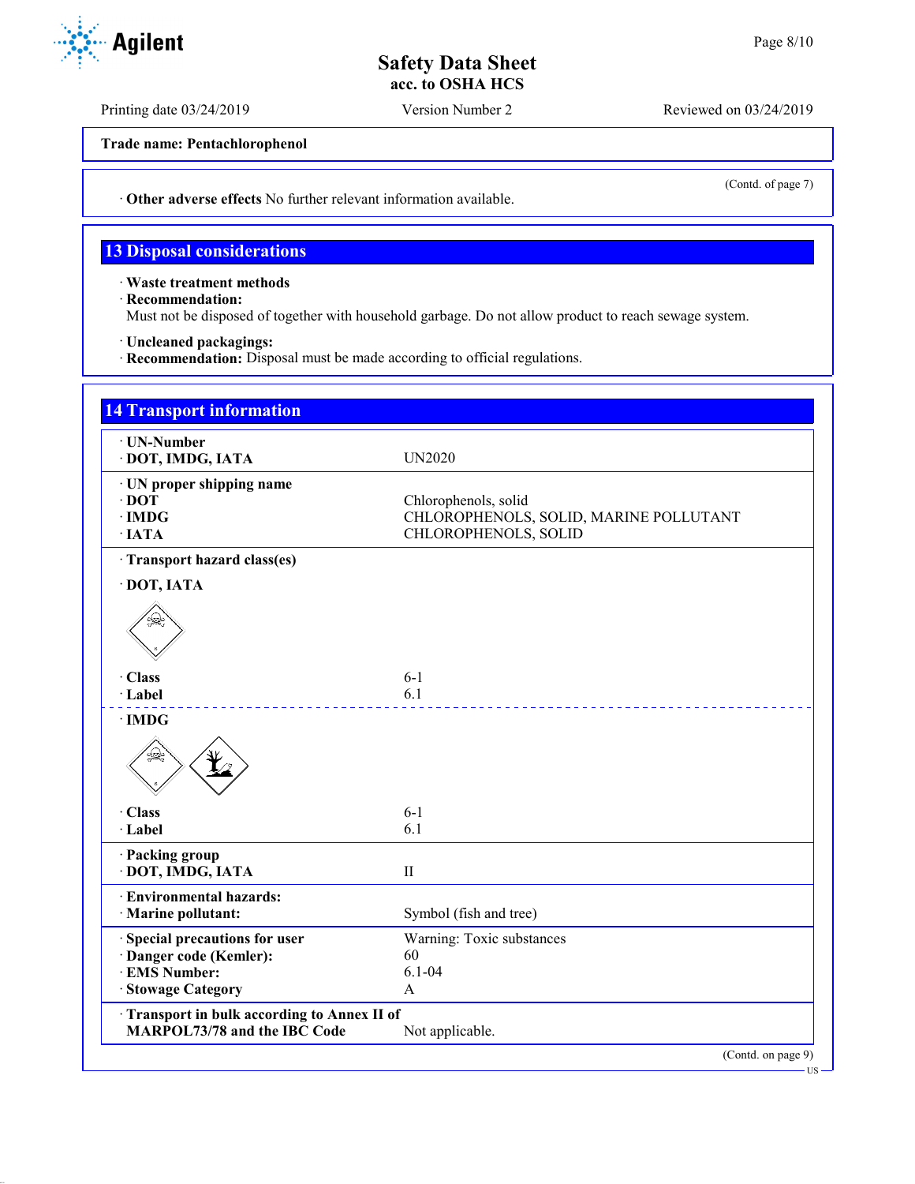**Trade name: Pentachlorophenol**

(Contd. of page 7)

· **Other adverse effects** No further relevant information available.

## 13 Disposal considerations

· **Waste treatment methods**
· **Recommendation:**
Must not be disposed of together with household garbage. Do not allow product to reach sewage system.

· **Uncleaned packagings:**
· **Recommendation:** Disposal must be made according to official regulations.

## 14 Transport information

| | |
|---|---|
| · **UN-Number** | |
| · **DOT, IMDG, IATA** | UN2020 |
| · **UN proper shipping name** | |
| · **DOT** | Chlorophenols, solid |
| · **IMDG** | CHLOROPHENOLS, SOLID, MARINE POLLUTANT |
| · **IATA** | CHLOROPHENOLS, SOLID |
| · **Transport hazard class(es)** | |
| · **DOT, IATA** | |
| · **Class** | 6-1 |
| · **Label** | 6.1 |
| · **IMDG** | |
| · **Class** | 6-1 |
| · **Label** | 6.1 |
| · **Packing group** | |
| · **DOT, IMDG, IATA** | II |
| · **Environmental hazards:** | |
| · **Marine pollutant:** | Symbol (fish and tree) |
| · **Special precautions for user** | Warning: Toxic substances |
| · **Danger code (Kemler):** | 60 |
| · **EMS Number:** | 6.1-04 |
| · **Stowage Category** | A |
| · **Transport in bulk according to Annex II of MARPOL73/78 and the IBC Code** | Not applicable. |

(Contd. on page 9)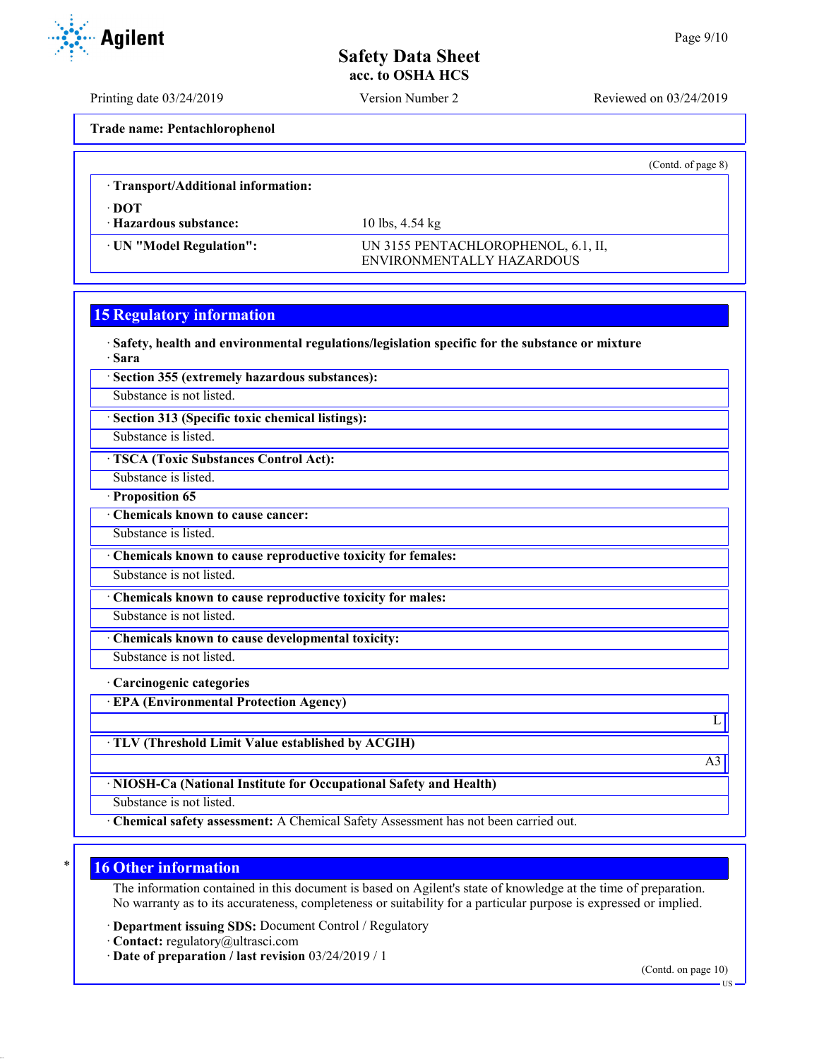**Trade name: Pentachlorophenol**

(Contd. of page 8)

· **Transport/Additional information:**

· **DOT**

| | |
|---|---|
| · **Hazardous substance:** | 10 lbs, 4.54 kg |
| · **UN "Model Regulation":** | UN 3155 PENTACHLOROPHENOL, 6.1, II, ENVIRONMENTALLY HAZARDOUS |

## 15 Regulatory information

· **Safety, health and environmental regulations/legislation specific for the substance or mixture**

· **Sara**

· **Section 355 (extremely hazardous substances):**

Substance is not listed.

· **Section 313 (Specific toxic chemical listings):**

Substance is listed.

· **TSCA (Toxic Substances Control Act):**

Substance is listed.

· **Proposition 65**

· **Chemicals known to cause cancer:**

Substance is listed.

· **Chemicals known to cause reproductive toxicity for females:**

Substance is not listed.

· **Chemicals known to cause reproductive toxicity for males:**

Substance is not listed.

· **Chemicals known to cause developmental toxicity:**

Substance is not listed.

· **Carcinogenic categories**

· **EPA (Environmental Protection Agency)**

L

· **TLV (Threshold Limit Value established by ACGIH)**

A3

· **NIOSH-Ca (National Institute for Occupational Safety and Health)**

Substance is not listed.

· **Chemical safety assessment:** A Chemical Safety Assessment has not been carried out.

## 16 Other information

The information contained in this document is based on Agilent's state of knowledge at the time of preparation. No warranty as to its accurateness, completeness or suitability for a particular purpose is expressed or implied.

· **Department issuing SDS:** Document Control / Regulatory

· **Contact:** regulatory@ultrasci.com

· **Date of preparation / last revision** 03/24/2019 / 1

(Contd. on page 10)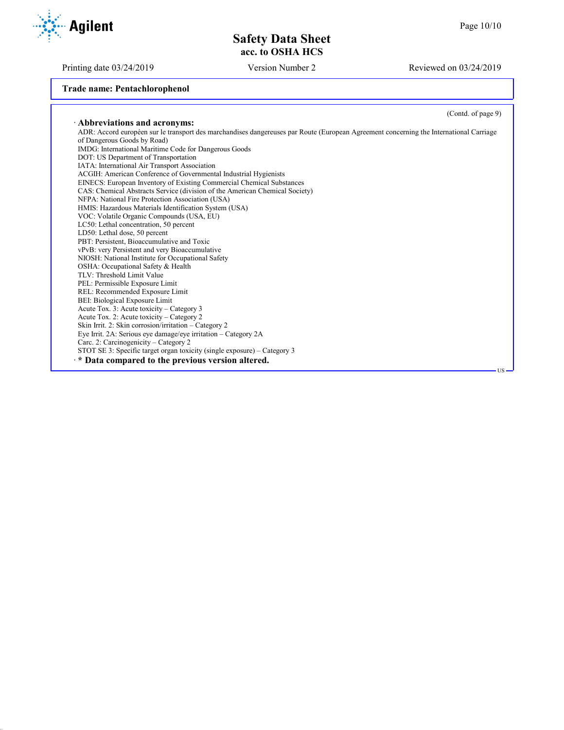Trade name: Pentachlorophenol

(Contd. of page 9)

· **Abbreviations and acronyms:**

ADR: Accord européen sur le transport des marchandises dangereuses par Route (European Agreement concerning the International Carriage of Dangerous Goods by Road)
IMDG: International Maritime Code for Dangerous Goods
DOT: US Department of Transportation
IATA: International Air Transport Association
ACGIH: American Conference of Governmental Industrial Hygienists
EINECS: European Inventory of Existing Commercial Chemical Substances
CAS: Chemical Abstracts Service (division of the American Chemical Society)
NFPA: National Fire Protection Association (USA)
HMIS: Hazardous Materials Identification System (USA)
VOC: Volatile Organic Compounds (USA, EU)
LC50: Lethal concentration, 50 percent
LD50: Lethal dose, 50 percent
PBT: Persistent, Bioaccumulative and Toxic
vPvB: very Persistent and very Bioaccumulative
NIOSH: National Institute for Occupational Safety
OSHA: Occupational Safety & Health
TLV: Threshold Limit Value
PEL: Permissible Exposure Limit
REL: Recommended Exposure Limit
BEI: Biological Exposure Limit
Acute Tox. 3: Acute toxicity – Category 3
Acute Tox. 2: Acute toxicity – Category 2
Skin Irrit. 2: Skin corrosion/irritation – Category 2
Eye Irrit. 2A: Serious eye damage/eye irritation – Category 2A
Carc. 2: Carcinogenicity – Category 2
STOT SE 3: Specific target organ toxicity (single exposure) – Category 3

· **\* Data compared to the previous version altered.**